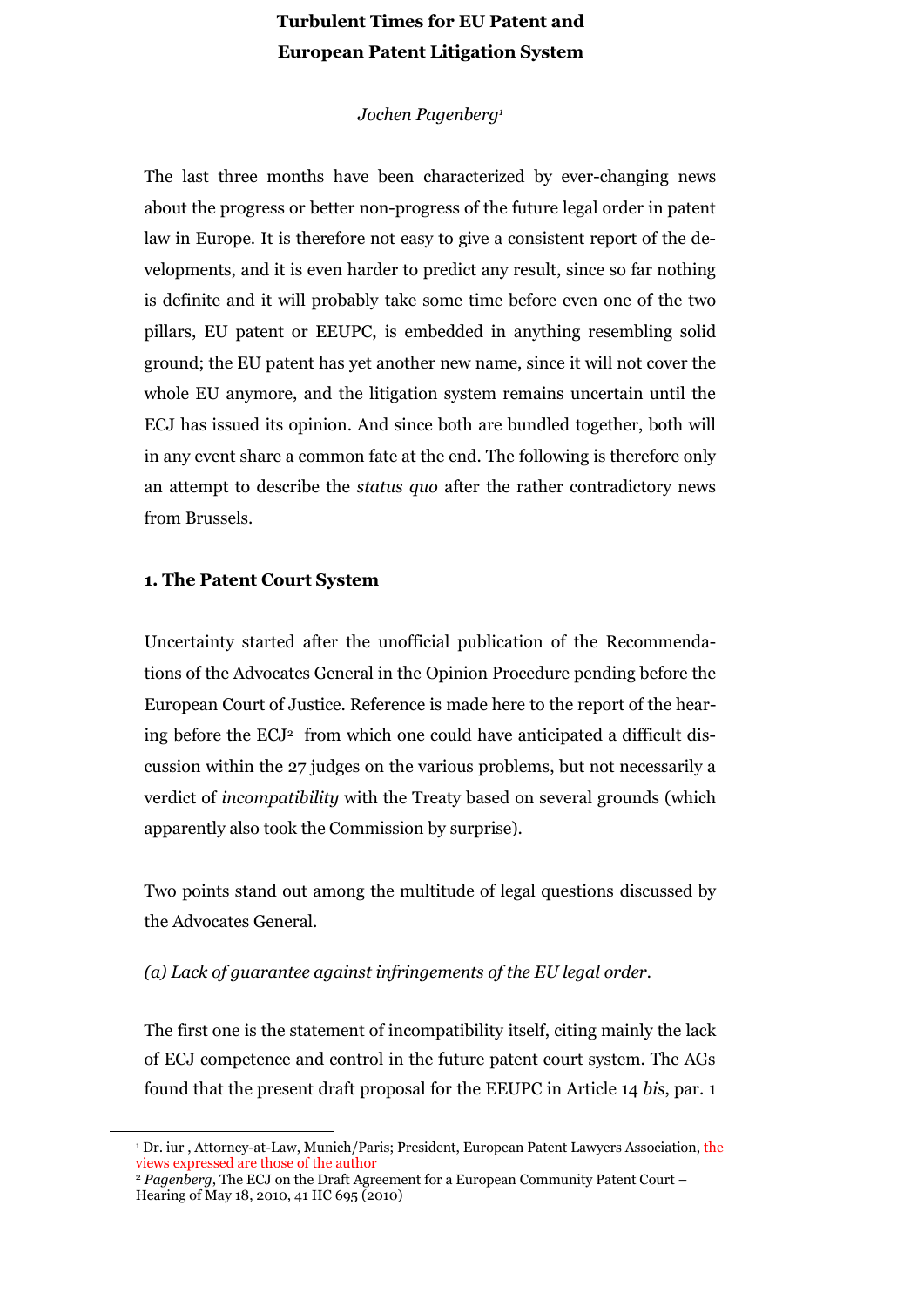# Turbulent Times for EU Patent and European Patent Litigation System

*Jochen Pagenberg*[1]

The last three months have been characterized by ever-changing news about the progress or better non-progress of the future legal order in patent law in Europe. It is therefore not easy to give a consistent report of the developments, and it is even harder to predict any result, since so far nothing is definite and it will probably take some time before even one of the two pillars, EU patent or EEUPC, is embedded in anything resembling solid ground; the EU patent has yet another new name, since it will not cover the whole EU anymore, and the litigation system remains uncertain until the ECJ has issued its opinion. And since both are bundled together, both will in any event share a common fate at the end. The following is therefore only an attempt to describe the *status quo* after the rather contradictory news from Brussels.

## 1. The Patent Court System

Uncertainty started after the unofficial publication of the Recommendations of the Advocates General in the Opinion Procedure pending before the European Court of Justice. Reference is made here to the report of the hearing before the ECJ[2] from which one could have anticipated a difficult discussion within the 27 judges on the various problems, but not necessarily a verdict of *incompatibility* with the Treaty based on several grounds (which apparently also took the Commission by surprise).

Two points stand out among the multitude of legal questions discussed by the Advocates General.

*(a) Lack of guarantee against infringements of the EU legal order.*

The first one is the statement of incompatibility itself, citing mainly the lack of ECJ competence and control in the future patent court system. The AGs found that the present draft proposal for the EEUPC in Article 14 *bis*, par. 1

---

[1] Dr. iur , Attorney-at-Law, Munich/Paris; President, European Patent Lawyers Association, the views expressed are those of the author

[2] *Pagenberg*, The ECJ on the Draft Agreement for a European Community Patent Court – Hearing of May 18, 2010, 41 IIC 695 (2010)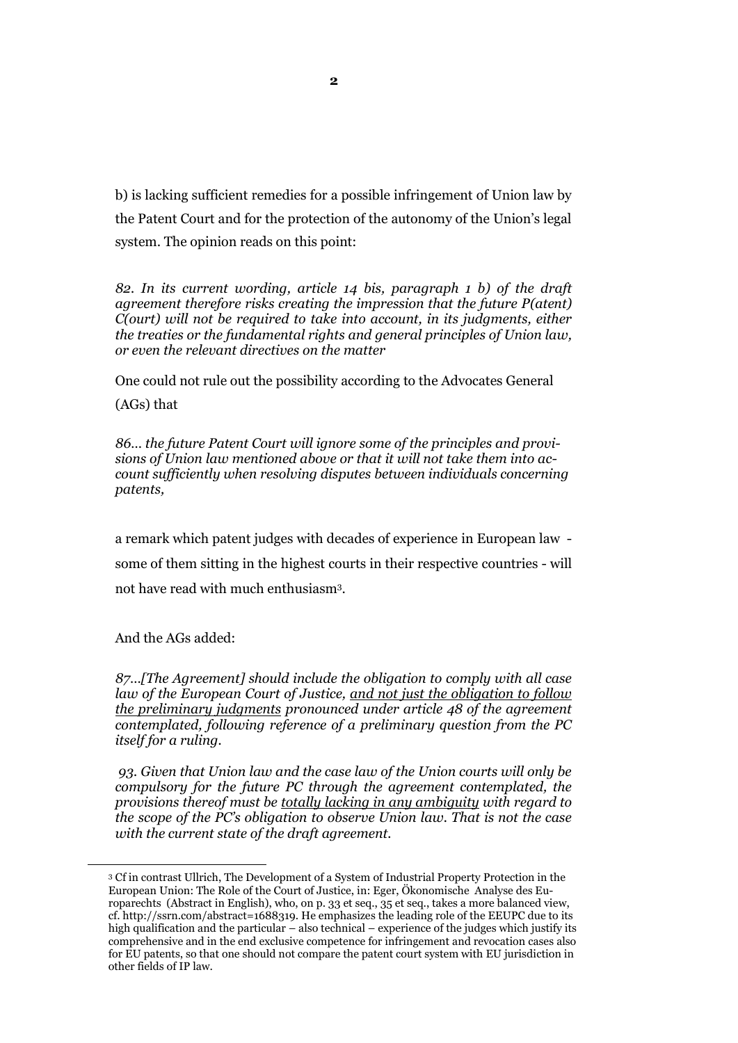b) is lacking sufficient remedies for a possible infringement of Union law by the Patent Court and for the protection of the autonomy of the Union's legal system. The opinion reads on this point:

*82. In its current wording, article 14 bis, paragraph 1 b) of the draft agreement therefore risks creating the impression that the future P(atent) C(ourt) will not be required to take into account, in its judgments, either the treaties or the fundamental rights and general principles of Union law, or even the relevant directives on the matter*

One could not rule out the possibility according to the Advocates General (AGs) that

*86... the future Patent Court will ignore some of the principles and provisions of Union law mentioned above or that it will not take them into account sufficiently when resolving disputes between individuals concerning patents,*

a remark which patent judges with decades of experience in European law - some of them sitting in the highest courts in their respective countries - will not have read with much enthusiasm[3].

And the AGs added:

*87...[The Agreement] should include the obligation to comply with all case law of the European Court of Justice, <u>and not just the obligation to follow the preliminary judgments</u> pronounced under article 48 of the agreement contemplated, following reference of a preliminary question from the PC itself for a ruling.*

*93. Given that Union law and the case law of the Union courts will only be compulsory for the future PC through the agreement contemplated, the provisions thereof must be <u>totally lacking in any ambiguity</u> with regard to the scope of the PC's obligation to observe Union law. That is not the case with the current state of the draft agreement.*

---

[3] Cf in contrast Ullrich, The Development of a System of Industrial Property Protection in the European Union: The Role of the Court of Justice, in: Eger, Ökonomische Analyse des Europarechts (Abstract in English), who, on p. 33 et seq., 35 et seq., takes a more balanced view, cf. http://ssrn.com/abstract=1688319. He emphasizes the leading role of the EEUPC due to its high qualification and the particular – also technical – experience of the judges which justify its comprehensive and in the end exclusive competence for infringement and revocation cases also for EU patents, so that one should not compare the patent court system with EU jurisdiction in other fields of IP law.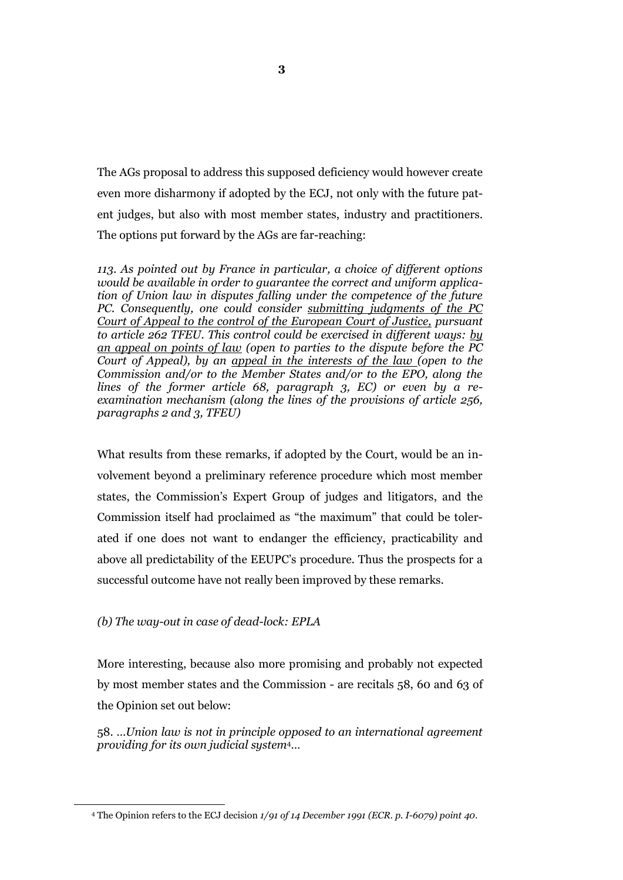The AGs proposal to address this supposed deficiency would however create even more disharmony if adopted by the ECJ, not only with the future patent judges, but also with most member states, industry and practitioners. The options put forward by the AGs are far-reaching:

*113. As pointed out by France in particular, a choice of different options would be available in order to guarantee the correct and uniform application of Union law in disputes falling under the competence of the future PC. Consequently, one could consider <u>submitting judgments of the PC Court of Appeal to the control of the European Court of Justice,</u> pursuant to article 262 TFEU. This control could be exercised in different ways: <u>by an appeal on points of law</u> (open to parties to the dispute before the PC Court of Appeal), by an <u>appeal in the interests of the law</u> (open to the Commission and/or to the Member States and/or to the EPO, along the lines of the former article 68, paragraph 3, EC) or even by a re-examination mechanism (along the lines of the provisions of article 256, paragraphs 2 and 3, TFEU)*

What results from these remarks, if adopted by the Court, would be an involvement beyond a preliminary reference procedure which most member states, the Commission's Expert Group of judges and litigators, and the Commission itself had proclaimed as "the maximum" that could be tolerated if one does not want to endanger the efficiency, practicability and above all predictability of the EEUPC's procedure. Thus the prospects for a successful outcome have not really been improved by these remarks.

*(b) The way-out in case of dead-lock: EPLA*

More interesting, because also more promising and probably not expected by most member states and the Commission - are recitals 58, 60 and 63 of the Opinion set out below:

58. ...*Union law is not in principle opposed to an international agreement providing for its own judicial system*[4]...

---

[4] The Opinion refers to the ECJ decision *1/91 of 14 December 1991 (ECR. p. I-6079) point 40*.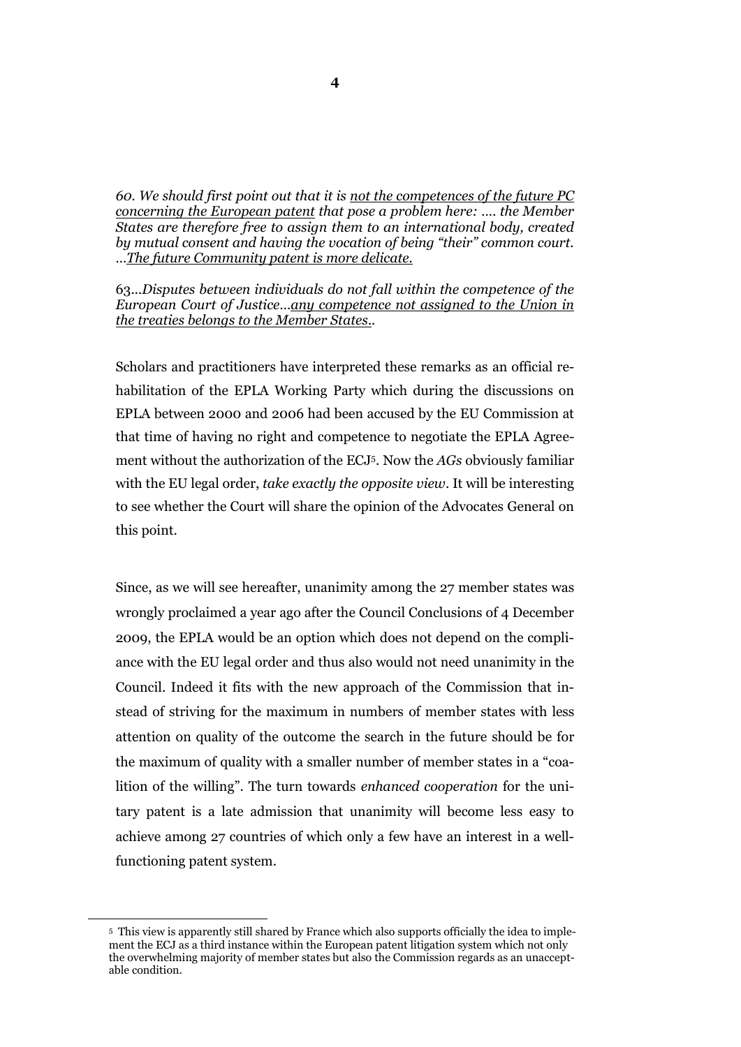*60. We should first point out that it is <u>not the competences of the future PC concerning the European patent</u> that pose a problem here: …. the Member States are therefore free to assign them to an international body, created by mutual consent and having the vocation of being "their" common court. …<u>The future Community patent is more delicate.</u>*

63…*Disputes between individuals do not fall within the competence of the European Court of Justice…<u>any competence not assigned to the Union in the treaties belongs to the Member States.</u>*.

Scholars and practitioners have interpreted these remarks as an official rehabilitation of the EPLA Working Party which during the discussions on EPLA between 2000 and 2006 had been accused by the EU Commission at that time of having no right and competence to negotiate the EPLA Agreement without the authorization of the ECJ[5]. Now the *AGs* obviously familiar with the EU legal order, *take exactly the opposite view*. It will be interesting to see whether the Court will share the opinion of the Advocates General on this point.

Since, as we will see hereafter, unanimity among the 27 member states was wrongly proclaimed a year ago after the Council Conclusions of 4 December 2009, the EPLA would be an option which does not depend on the compliance with the EU legal order and thus also would not need unanimity in the Council. Indeed it fits with the new approach of the Commission that instead of striving for the maximum in numbers of member states with less attention on quality of the outcome the search in the future should be for the maximum of quality with a smaller number of member states in a "coalition of the willing". The turn towards *enhanced cooperation* for the unitary patent is a late admission that unanimity will become less easy to achieve among 27 countries of which only a few have an interest in a well-functioning patent system.

---

[5] This view is apparently still shared by France which also supports officially the idea to implement the ECJ as a third instance within the European patent litigation system which not only the overwhelming majority of member states but also the Commission regards as an unacceptable condition.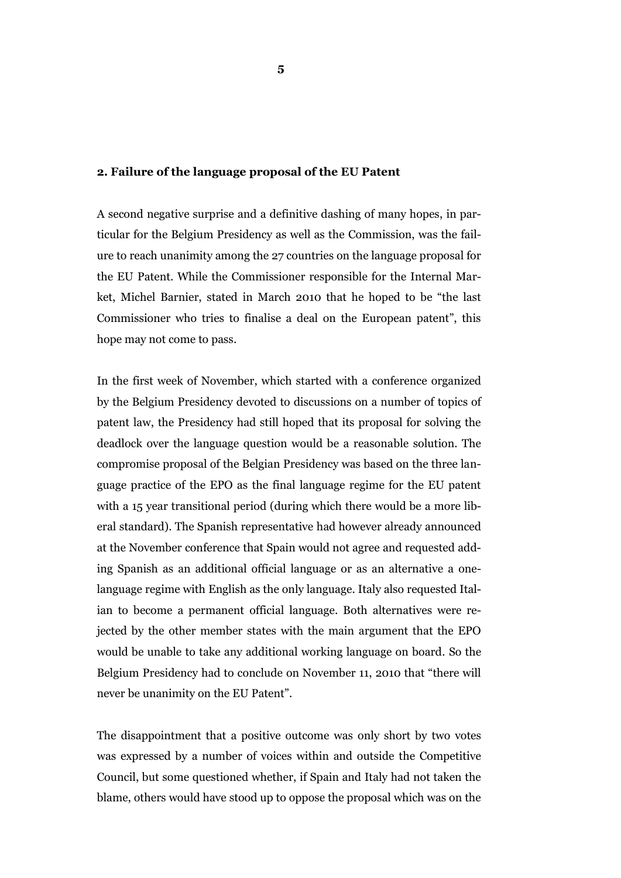## 2. Failure of the language proposal of the EU Patent

A second negative surprise and a definitive dashing of many hopes, in particular for the Belgium Presidency as well as the Commission, was the failure to reach unanimity among the 27 countries on the language proposal for the EU Patent. While the Commissioner responsible for the Internal Market, Michel Barnier, stated in March 2010 that he hoped to be "the last Commissioner who tries to finalise a deal on the European patent", this hope may not come to pass.

In the first week of November, which started with a conference organized by the Belgium Presidency devoted to discussions on a number of topics of patent law, the Presidency had still hoped that its proposal for solving the deadlock over the language question would be a reasonable solution. The compromise proposal of the Belgian Presidency was based on the three language practice of the EPO as the final language regime for the EU patent with a 15 year transitional period (during which there would be a more liberal standard). The Spanish representative had however already announced at the November conference that Spain would not agree and requested adding Spanish as an additional official language or as an alternative a one-language regime with English as the only language. Italy also requested Italian to become a permanent official language. Both alternatives were rejected by the other member states with the main argument that the EPO would be unable to take any additional working language on board. So the Belgium Presidency had to conclude on November 11, 2010 that "there will never be unanimity on the EU Patent".

The disappointment that a positive outcome was only short by two votes was expressed by a number of voices within and outside the Competitive Council, but some questioned whether, if Spain and Italy had not taken the blame, others would have stood up to oppose the proposal which was on the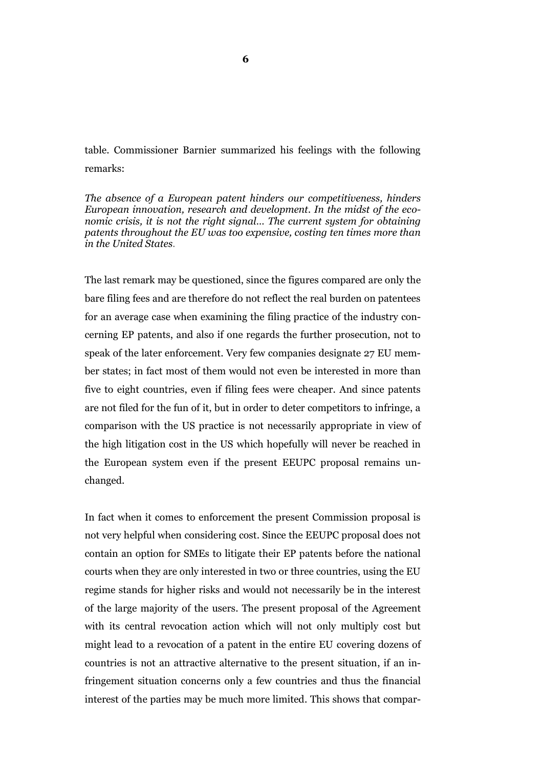table. Commissioner Barnier summarized his feelings with the following remarks:

*The absence of a European patent hinders our competitiveness, hinders European innovation, research and development. In the midst of the economic crisis, it is not the right signal... The current system for obtaining patents throughout the EU was too expensive, costing ten times more than in the United States.*

The last remark may be questioned, since the figures compared are only the bare filing fees and are therefore do not reflect the real burden on patentees for an average case when examining the filing practice of the industry concerning EP patents, and also if one regards the further prosecution, not to speak of the later enforcement. Very few companies designate 27 EU member states; in fact most of them would not even be interested in more than five to eight countries, even if filing fees were cheaper. And since patents are not filed for the fun of it, but in order to deter competitors to infringe, a comparison with the US practice is not necessarily appropriate in view of the high litigation cost in the US which hopefully will never be reached in the European system even if the present EEUPC proposal remains unchanged.

In fact when it comes to enforcement the present Commission proposal is not very helpful when considering cost. Since the EEUPC proposal does not contain an option for SMEs to litigate their EP patents before the national courts when they are only interested in two or three countries, using the EU regime stands for higher risks and would not necessarily be in the interest of the large majority of the users. The present proposal of the Agreement with its central revocation action which will not only multiply cost but might lead to a revocation of a patent in the entire EU covering dozens of countries is not an attractive alternative to the present situation, if an infringement situation concerns only a few countries and thus the financial interest of the parties may be much more limited. This shows that compar-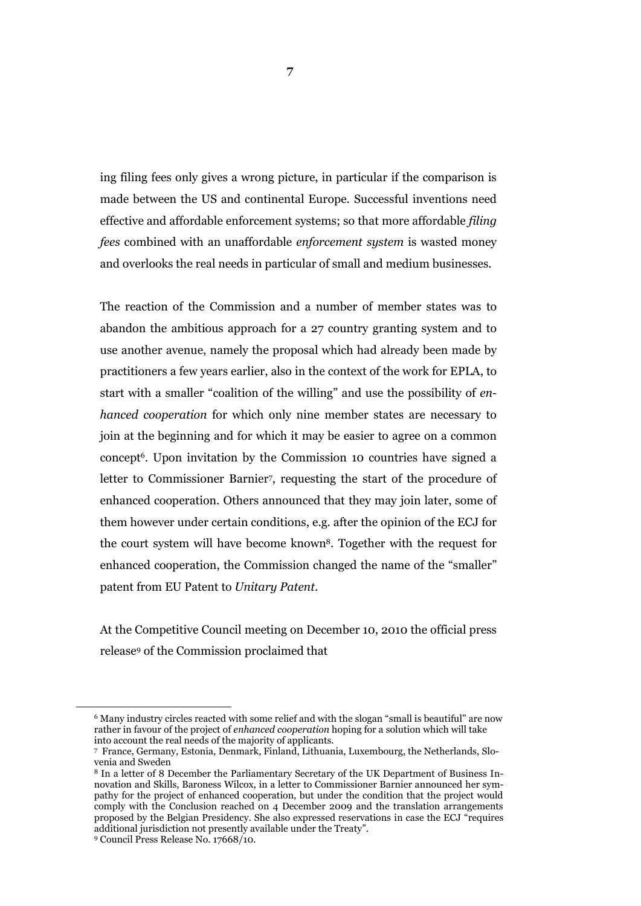ing filing fees only gives a wrong picture, in particular if the comparison is made between the US and continental Europe. Successful inventions need effective and affordable enforcement systems; so that more affordable *filing fees* combined with an unaffordable *enforcement system* is wasted money and overlooks the real needs in particular of small and medium businesses.

The reaction of the Commission and a number of member states was to abandon the ambitious approach for a 27 country granting system and to use another avenue, namely the proposal which had already been made by practitioners a few years earlier, also in the context of the work for EPLA, to start with a smaller "coalition of the willing" and use the possibility of *enhanced cooperation* for which only nine member states are necessary to join at the beginning and for which it may be easier to agree on a common concept[6]. Upon invitation by the Commission 10 countries have signed a letter to Commissioner Barnier[7], requesting the start of the procedure of enhanced cooperation. Others announced that they may join later, some of them however under certain conditions, e.g. after the opinion of the ECJ for the court system will have become known[8]. Together with the request for enhanced cooperation, the Commission changed the name of the "smaller" patent from EU Patent to *Unitary Patent*.

At the Competitive Council meeting on December 10, 2010 the official press release[9] of the Commission proclaimed that

---

[6] Many industry circles reacted with some relief and with the slogan "small is beautiful" are now rather in favour of the project of *enhanced cooperation* hoping for a solution which will take into account the real needs of the majority of applicants.

[7] France, Germany, Estonia, Denmark, Finland, Lithuania, Luxembourg, the Netherlands, Slovenia and Sweden

[8] In a letter of 8 December the Parliamentary Secretary of the UK Department of Business Innovation and Skills, Baroness Wilcox, in a letter to Commissioner Barnier announced her sympathy for the project of enhanced cooperation, but under the condition that the project would comply with the Conclusion reached on 4 December 2009 and the translation arrangements proposed by the Belgian Presidency. She also expressed reservations in case the ECJ "requires additional jurisdiction not presently available under the Treaty".

[9] Council Press Release No. 17668/10.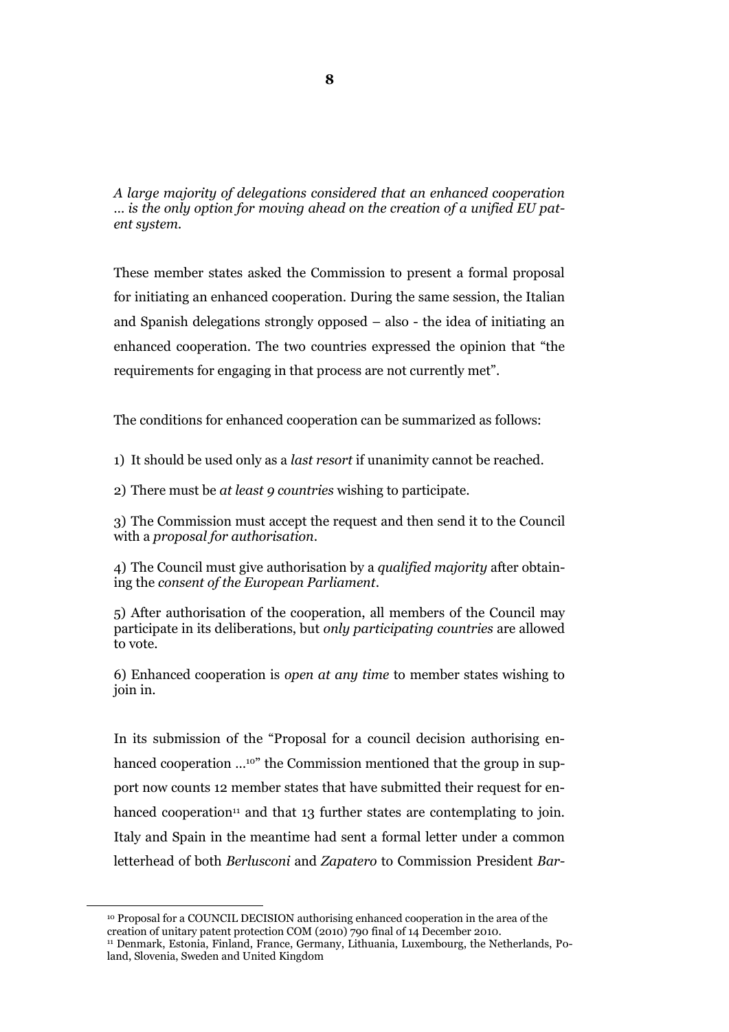*A large majority of delegations considered that an enhanced cooperation ... is the only option for moving ahead on the creation of a unified EU patent system.*

These member states asked the Commission to present a formal proposal for initiating an enhanced cooperation. During the same session, the Italian and Spanish delegations strongly opposed – also - the idea of initiating an enhanced cooperation. The two countries expressed the opinion that "the requirements for engaging in that process are not currently met".

The conditions for enhanced cooperation can be summarized as follows:

1) It should be used only as a *last resort* if unanimity cannot be reached.

2) There must be *at least 9 countries* wishing to participate.

3) The Commission must accept the request and then send it to the Council with a *proposal for authorisation*.

4) The Council must give authorisation by a *qualified majority* after obtaining the *consent of the European Parliament*.

5) After authorisation of the cooperation, all members of the Council may participate in its deliberations, but *only participating countries* are allowed to vote.

6) Enhanced cooperation is *open at any time* to member states wishing to join in.

In its submission of the "Proposal for a council decision authorising enhanced cooperation ...[10]" the Commission mentioned that the group in support now counts 12 member states that have submitted their request for enhanced cooperation[11] and that 13 further states are contemplating to join. Italy and Spain in the meantime had sent a formal letter under a common letterhead of both *Berlusconi* and *Zapatero* to Commission President *Bar-*

---

[10] Proposal for a COUNCIL DECISION authorising enhanced cooperation in the area of the creation of unitary patent protection COM (2010) 790 final of 14 December 2010.

[11] Denmark, Estonia, Finland, France, Germany, Lithuania, Luxembourg, the Netherlands, Poland, Slovenia, Sweden and United Kingdom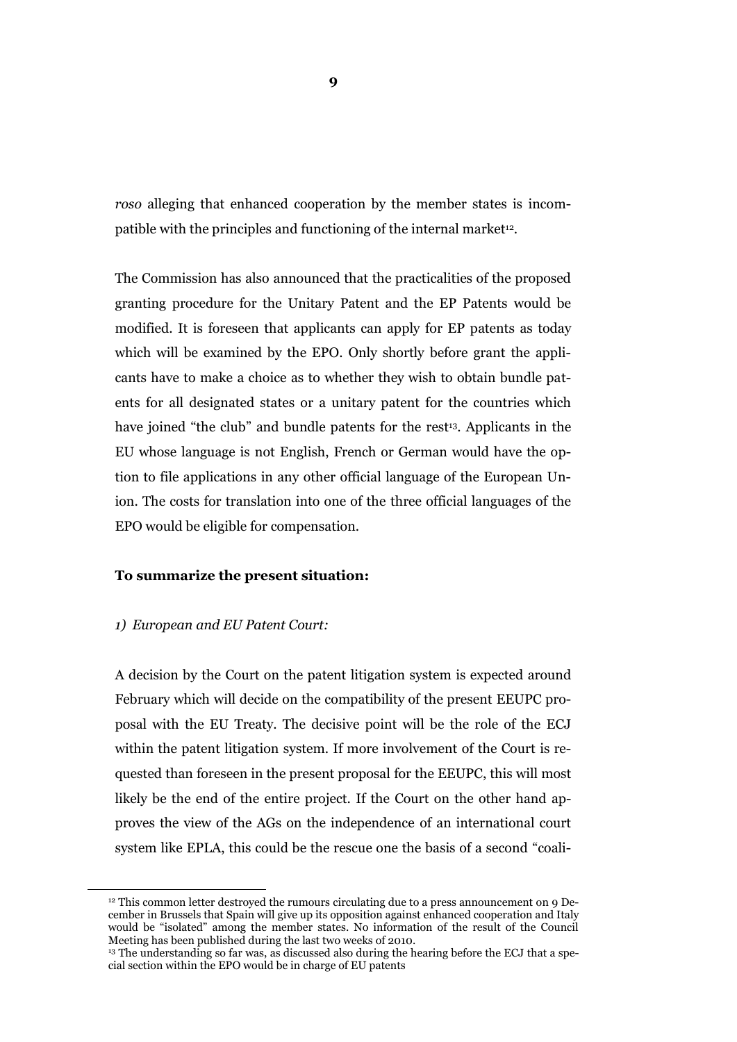*roso* alleging that enhanced cooperation by the member states is incompatible with the principles and functioning of the internal market[12].

The Commission has also announced that the practicalities of the proposed granting procedure for the Unitary Patent and the EP Patents would be modified. It is foreseen that applicants can apply for EP patents as today which will be examined by the EPO. Only shortly before grant the applicants have to make a choice as to whether they wish to obtain bundle patents for all designated states or a unitary patent for the countries which have joined "the club" and bundle patents for the rest[13]. Applicants in the EU whose language is not English, French or German would have the option to file applications in any other official language of the European Union. The costs for translation into one of the three official languages of the EPO would be eligible for compensation.

**To summarize the present situation:**

*1) European and EU Patent Court:*

A decision by the Court on the patent litigation system is expected around February which will decide on the compatibility of the present EEUPC proposal with the EU Treaty. The decisive point will be the role of the ECJ within the patent litigation system. If more involvement of the Court is requested than foreseen in the present proposal for the EEUPC, this will most likely be the end of the entire project. If the Court on the other hand approves the view of the AGs on the independence of an international court system like EPLA, this could be the rescue one the basis of a second "coali-

---

[12] This common letter destroyed the rumours circulating due to a press announcement on 9 December in Brussels that Spain will give up its opposition against enhanced cooperation and Italy would be "isolated" among the member states. No information of the result of the Council Meeting has been published during the last two weeks of 2010.

[13] The understanding so far was, as discussed also during the hearing before the ECJ that a special section within the EPO would be in charge of EU patents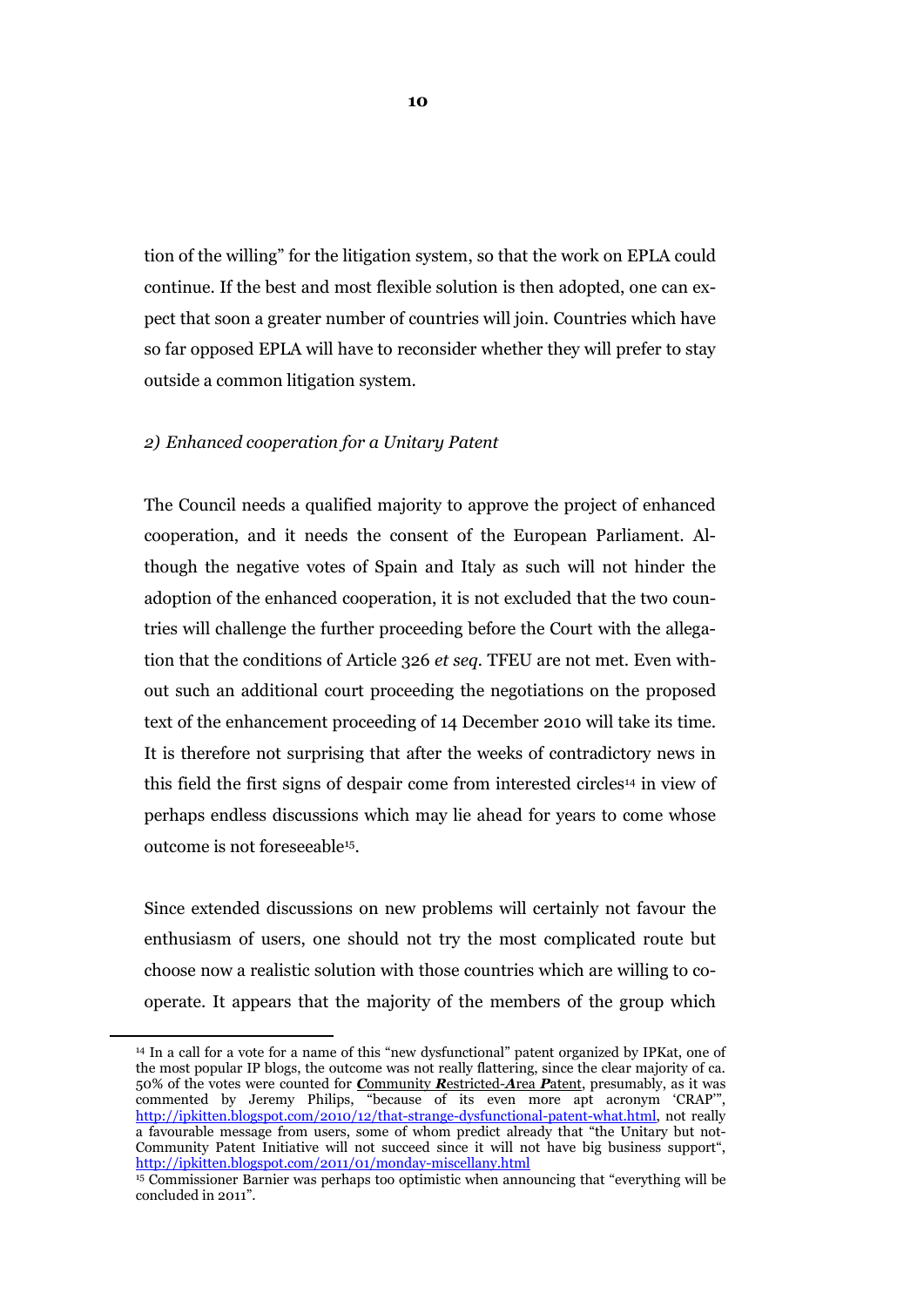tion of the willing" for the litigation system, so that the work on EPLA could continue. If the best and most flexible solution is then adopted, one can expect that soon a greater number of countries will join. Countries which have so far opposed EPLA will have to reconsider whether they will prefer to stay outside a common litigation system.

*2) Enhanced cooperation for a Unitary Patent*

The Council needs a qualified majority to approve the project of enhanced cooperation, and it needs the consent of the European Parliament. Although the negative votes of Spain and Italy as such will not hinder the adoption of the enhanced cooperation, it is not excluded that the two countries will challenge the further proceeding before the Court with the allegation that the conditions of Article 326 *et seq.* TFEU are not met. Even without such an additional court proceeding the negotiations on the proposed text of the enhancement proceeding of 14 December 2010 will take its time. It is therefore not surprising that after the weeks of contradictory news in this field the first signs of despair come from interested circles[14] in view of perhaps endless discussions which may lie ahead for years to come whose outcome is not foreseeable[15].

Since extended discussions on new problems will certainly not favour the enthusiasm of users, one should not try the most complicated route but choose now a realistic solution with those countries which are willing to cooperate. It appears that the majority of the members of the group which

---

[14] In a call for a vote for a name of this "new dysfunctional" patent organized by IPKat, one of the most popular IP blogs, the outcome was not really flattering, since the clear majority of ca. 50% of the votes were counted for ***C**ommunity **R**estricted-**A**rea **P**atent*, presumably, as it was commented by Jeremy Philips, "because of its even more apt acronym 'CRAP'", http://ipkitten.blogspot.com/2010/12/that-strange-dysfunctional-patent-what.html, not really a favourable message from users, some of whom predict already that "the Unitary but not-Community Patent Initiative will not succeed since it will not have big business support", http://ipkitten.blogspot.com/2011/01/monday-miscellany.html

[15] Commissioner Barnier was perhaps too optimistic when announcing that "everything will be concluded in 2011".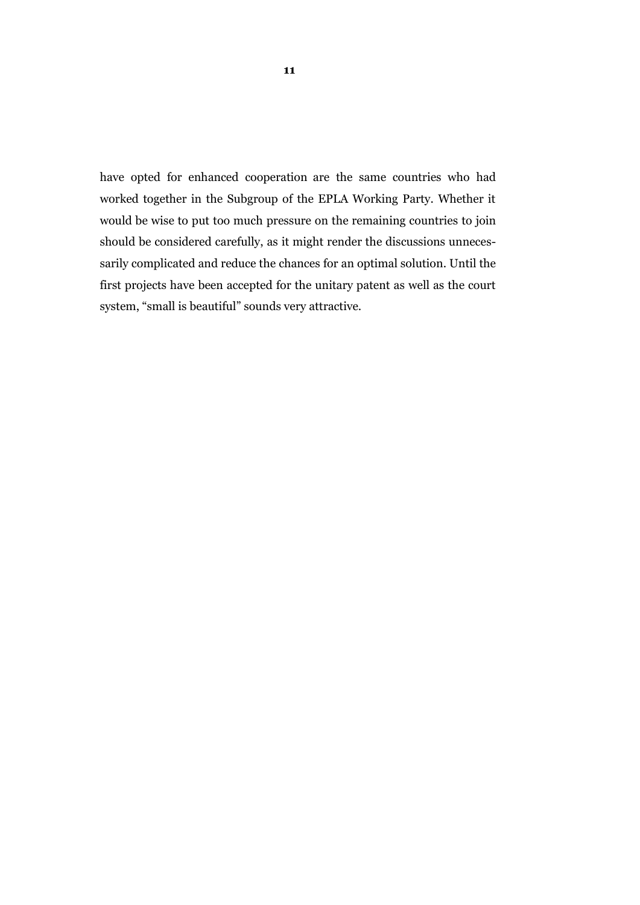have opted for enhanced cooperation are the same countries who had worked together in the Subgroup of the EPLA Working Party. Whether it would be wise to put too much pressure on the remaining countries to join should be considered carefully, as it might render the discussions unnecessarily complicated and reduce the chances for an optimal solution. Until the first projects have been accepted for the unitary patent as well as the court system, "small is beautiful" sounds very attractive.